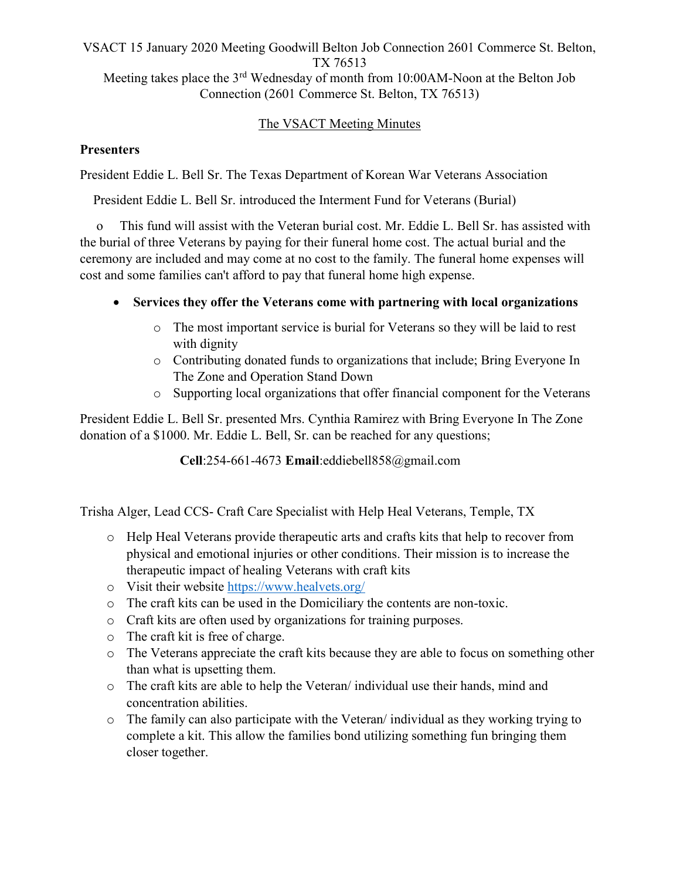VSACT 15 January 2020 Meeting Goodwill Belton Job Connection 2601 Commerce St. Belton, TX 76513

Meeting takes place the 3rd Wednesday of month from 10:00AM-Noon at the Belton Job Connection (2601 Commerce St. Belton, TX 76513)

The VSACT Meeting Minutes

**Presenters**

President Eddie L. Bell Sr. The Texas Department of Korean War Veterans Association

President Eddie L. Bell Sr. introduced the Interment Fund for Veterans (Burial)

- This fund will assist with the Veteran burial cost. Mr. Eddie L. Bell Sr. has assisted with the burial of three Veterans by paying for their funeral home cost. The actual burial and the ceremony are included and may come at no cost to the family. The funeral home expenses will cost and some families can't afford to pay that funeral home high expense.

- **Services they offer the Veterans come with partnering with local organizations**
  - The most important service is burial for Veterans so they will be laid to rest with dignity
  - Contributing donated funds to organizations that include; Bring Everyone In The Zone and Operation Stand Down
  - Supporting local organizations that offer financial component for the Veterans

President Eddie L. Bell Sr. presented Mrs. Cynthia Ramirez with Bring Everyone In The Zone donation of a $1000. Mr. Eddie L. Bell, Sr. can be reached for any questions;

**Cell**:254-661-4673 **Email**:eddiebell858@gmail.com

Trisha Alger, Lead CCS- Craft Care Specialist with Help Heal Veterans, Temple, TX

- Help Heal Veterans provide therapeutic arts and crafts kits that help to recover from physical and emotional injuries or other conditions. Their mission is to increase the therapeutic impact of healing Veterans with craft kits
- Visit their website https://www.healvets.org/
- The craft kits can be used in the Domiciliary the contents are non-toxic.
- Craft kits are often used by organizations for training purposes.
- The craft kit is free of charge.
- The Veterans appreciate the craft kits because they are able to focus on something other than what is upsetting them.
- The craft kits are able to help the Veteran/ individual use their hands, mind and concentration abilities.
- The family can also participate with the Veteran/ individual as they working trying to complete a kit. This allow the families bond utilizing something fun bringing them closer together.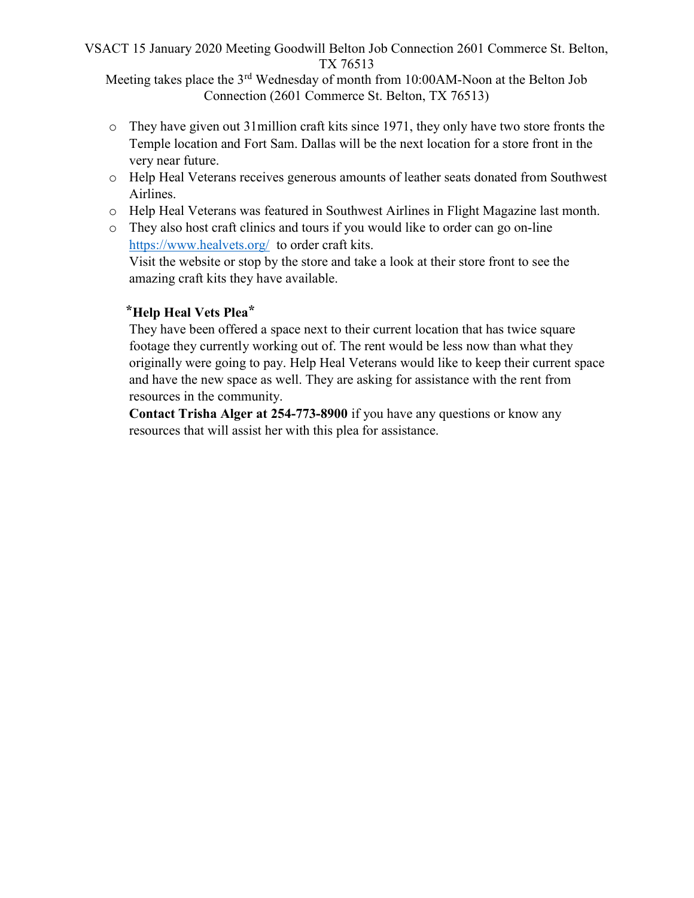- They have given out 31million craft kits since 1971, they only have two store fronts the Temple location and Fort Sam. Dallas will be the next location for a store front in the very near future.
- Help Heal Veterans receives generous amounts of leather seats donated from Southwest Airlines.
- Help Heal Veterans was featured in Southwest Airlines in Flight Magazine last month.
- They also host craft clinics and tours if you would like to order can go on-line https://www.healvets.org/ to order craft kits.

  Visit the website or stop by the store and take a look at their store front to see the amazing craft kits they have available.

  **\*Help Heal Vets Plea\***

  They have been offered a space next to their current location that has twice square footage they currently working out of. The rent would be less now than what they originally were going to pay. Help Heal Veterans would like to keep their current space and have the new space as well. They are asking for assistance with the rent from resources in the community.

  **Contact Trisha Alger at 254-773-8900** if you have any questions or know any resources that will assist her with this plea for assistance.